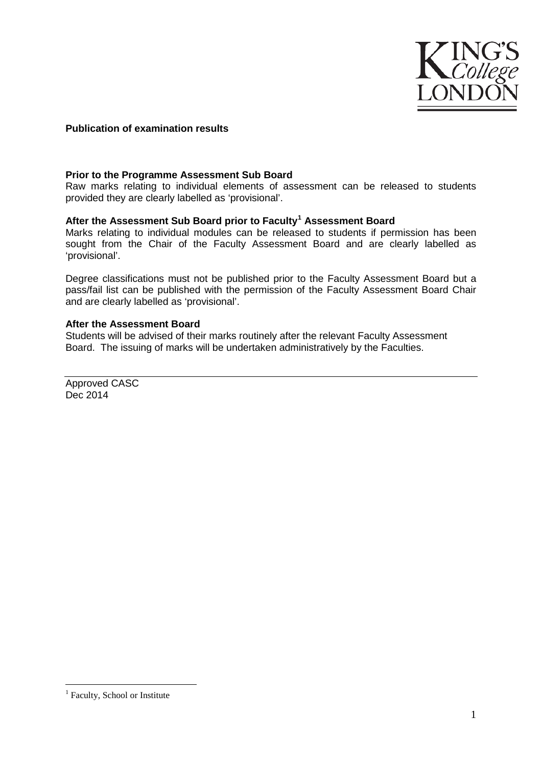**Publication of examination results**

**Prior to the Programme Assessment Sub Board**

Raw marks relating to individual elements of assessment can be released to students provided they are clearly labelled as 'provisional'.

**After the Assessment Sub Board prior to Faculty[1] Assessment Board**

Marks relating to individual modules can be released to students if permission has been sought from the Chair of the Faculty Assessment Board and are clearly labelled as 'provisional'.

Degree classifications must not be published prior to the Faculty Assessment Board but a pass/fail list can be published with the permission of the Faculty Assessment Board Chair and are clearly labelled as 'provisional'.

**After the Assessment Board**

Students will be advised of their marks routinely after the relevant Faculty Assessment Board. The issuing of marks will be undertaken administratively by the Faculties.

---

Approved CASC
Dec 2014

[1] Faculty, School or Institute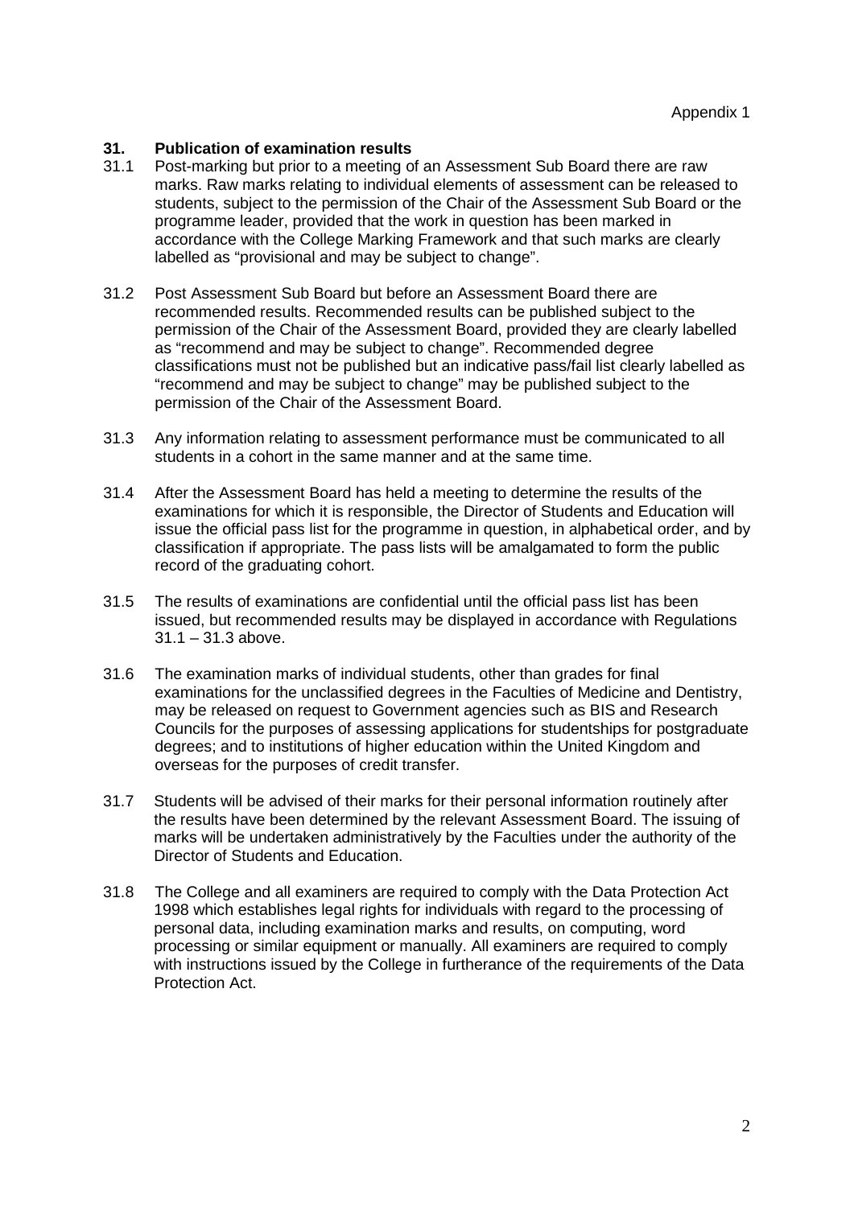Appendix 1

## 31. Publication of examination results

31.1 Post-marking but prior to a meeting of an Assessment Sub Board there are raw marks. Raw marks relating to individual elements of assessment can be released to students, subject to the permission of the Chair of the Assessment Sub Board or the programme leader, provided that the work in question has been marked in accordance with the College Marking Framework and that such marks are clearly labelled as "provisional and may be subject to change".

31.2 Post Assessment Sub Board but before an Assessment Board there are recommended results. Recommended results can be published subject to the permission of the Chair of the Assessment Board, provided they are clearly labelled as "recommend and may be subject to change". Recommended degree classifications must not be published but an indicative pass/fail list clearly labelled as "recommend and may be subject to change" may be published subject to the permission of the Chair of the Assessment Board.

31.3 Any information relating to assessment performance must be communicated to all students in a cohort in the same manner and at the same time.

31.4 After the Assessment Board has held a meeting to determine the results of the examinations for which it is responsible, the Director of Students and Education will issue the official pass list for the programme in question, in alphabetical order, and by classification if appropriate. The pass lists will be amalgamated to form the public record of the graduating cohort.

31.5 The results of examinations are confidential until the official pass list has been issued, but recommended results may be displayed in accordance with Regulations 31.1 – 31.3 above.

31.6 The examination marks of individual students, other than grades for final examinations for the unclassified degrees in the Faculties of Medicine and Dentistry, may be released on request to Government agencies such as BIS and Research Councils for the purposes of assessing applications for studentships for postgraduate degrees; and to institutions of higher education within the United Kingdom and overseas for the purposes of credit transfer.

31.7 Students will be advised of their marks for their personal information routinely after the results have been determined by the relevant Assessment Board. The issuing of marks will be undertaken administratively by the Faculties under the authority of the Director of Students and Education.

31.8 The College and all examiners are required to comply with the Data Protection Act 1998 which establishes legal rights for individuals with regard to the processing of personal data, including examination marks and results, on computing, word processing or similar equipment or manually. All examiners are required to comply with instructions issued by the College in furtherance of the requirements of the Data Protection Act.